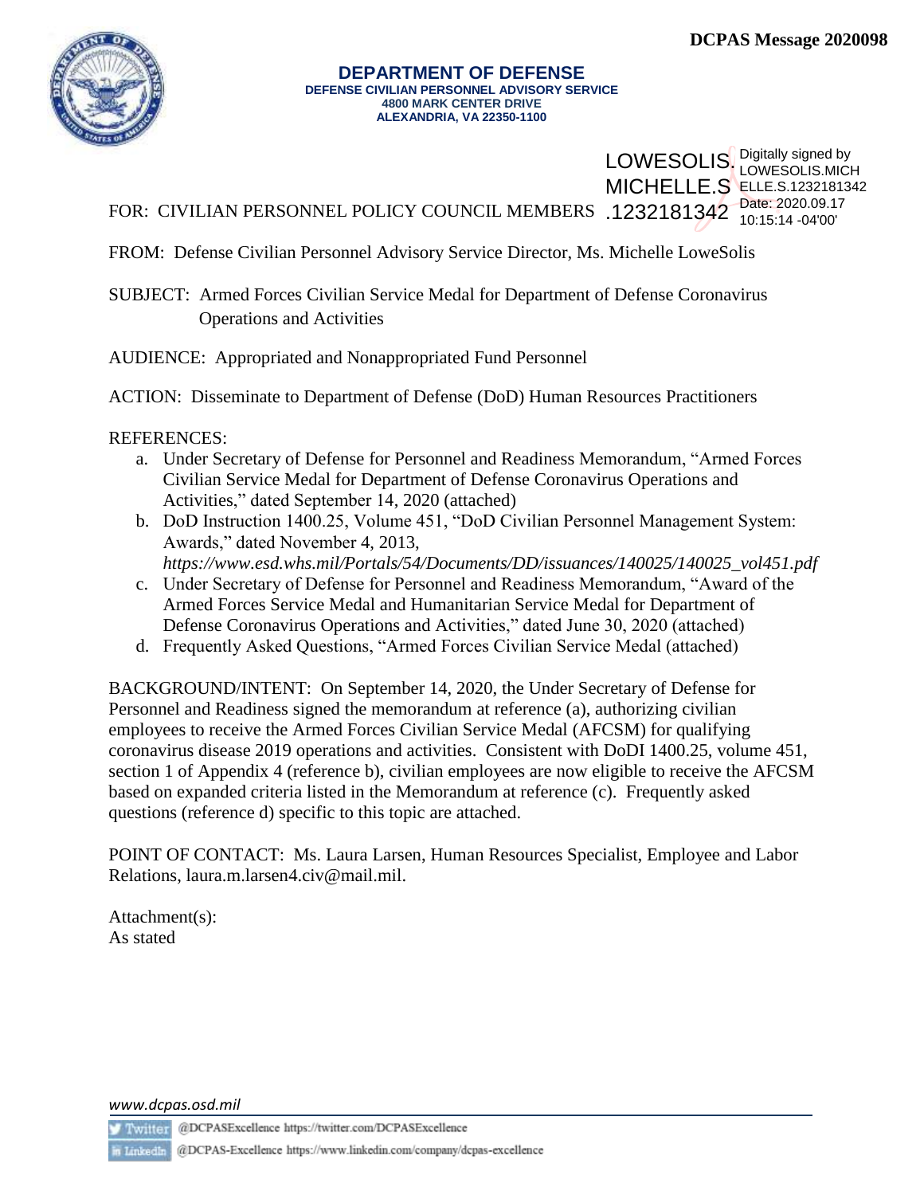DCPAS Message 2020098

**DEPARTMENT OF DEFENSE**
**DEFENSE CIVILIAN PERSONNEL ADVISORY SERVICE**
**4800 MARK CENTER DRIVE**
**ALEXANDRIA, VA 22350-1100**

LOWESOLIS.MICHELLE.S.1232181342 Digitally signed by LOWESOLIS.MICHELLE.S.1232181342 Date: 2020.09.17 10:15:14 -04'00'

FOR: CIVILIAN PERSONNEL POLICY COUNCIL MEMBERS

FROM: Defense Civilian Personnel Advisory Service Director, Ms. Michelle LoweSolis

SUBJECT: Armed Forces Civilian Service Medal for Department of Defense Coronavirus Operations and Activities

AUDIENCE: Appropriated and Nonappropriated Fund Personnel

ACTION: Disseminate to Department of Defense (DoD) Human Resources Practitioners

REFERENCES:

a. Under Secretary of Defense for Personnel and Readiness Memorandum, "Armed Forces Civilian Service Medal for Department of Defense Coronavirus Operations and Activities," dated September 14, 2020 (attached)
b. DoD Instruction 1400.25, Volume 451, "DoD Civilian Personnel Management System: Awards," dated November 4, 2013, *https://www.esd.whs.mil/Portals/54/Documents/DD/issuances/140025/140025_vol451.pdf*
c. Under Secretary of Defense for Personnel and Readiness Memorandum, "Award of the Armed Forces Service Medal and Humanitarian Service Medal for Department of Defense Coronavirus Operations and Activities," dated June 30, 2020 (attached)
d. Frequently Asked Questions, "Armed Forces Civilian Service Medal (attached)

BACKGROUND/INTENT: On September 14, 2020, the Under Secretary of Defense for Personnel and Readiness signed the memorandum at reference (a), authorizing civilian employees to receive the Armed Forces Civilian Service Medal (AFCSM) for qualifying coronavirus disease 2019 operations and activities. Consistent with DoDI 1400.25, volume 451, section 1 of Appendix 4 (reference b), civilian employees are now eligible to receive the AFCSM based on expanded criteria listed in the Memorandum at reference (c). Frequently asked questions (reference d) specific to this topic are attached.

POINT OF CONTACT: Ms. Laura Larsen, Human Resources Specialist, Employee and Labor Relations, laura.m.larsen4.civ@mail.mil.

Attachment(s):
As stated

*www.dcpas.osd.mil*

Twitter @DCPASExcellence https://twitter.com/DCPASExcellence

LinkedIn @DCPAS-Excellence https://www.linkedin.com/company/dcpas-excellence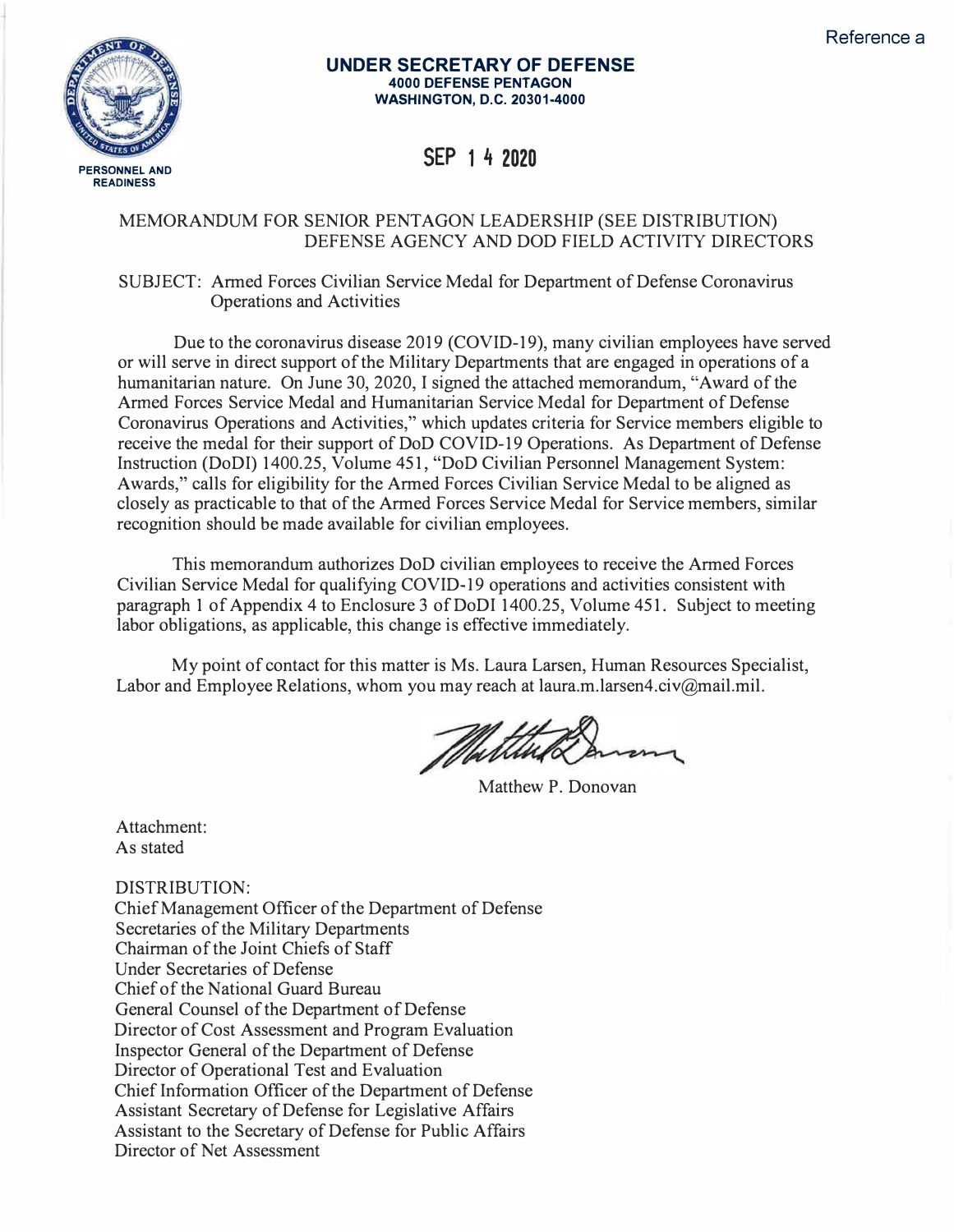Reference a

PERSONNEL AND READINESS

**UNDER SECRETARY OF DEFENSE**
**4000 DEFENSE PENTAGON**
**WASHINGTON, D.C. 20301-4000**

**SEP 14 2020**

MEMORANDUM FOR SENIOR PENTAGON LEADERSHIP (SEE DISTRIBUTION)
DEFENSE AGENCY AND DOD FIELD ACTIVITY DIRECTORS

SUBJECT: Armed Forces Civilian Service Medal for Department of Defense Coronavirus Operations and Activities

Due to the coronavirus disease 2019 (COVID-19), many civilian employees have served or will serve in direct support of the Military Departments that are engaged in operations of a humanitarian nature. On June 30, 2020, I signed the attached memorandum, "Award of the Armed Forces Service Medal and Humanitarian Service Medal for Department of Defense Coronavirus Operations and Activities," which updates criteria for Service members eligible to receive the medal for their support of DoD COVID-19 Operations. As Department of Defense Instruction (DoDI) 1400.25, Volume 451, "DoD Civilian Personnel Management System: Awards," calls for eligibility for the Armed Forces Civilian Service Medal to be aligned as closely as practicable to that of the Armed Forces Service Medal for Service members, similar recognition should be made available for civilian employees.

This memorandum authorizes DoD civilian employees to receive the Armed Forces Civilian Service Medal for qualifying COVID-19 operations and activities consistent with paragraph 1 of Appendix 4 to Enclosure 3 of DoDI 1400.25, Volume 451. Subject to meeting labor obligations, as applicable, this change is effective immediately.

My point of contact for this matter is Ms. Laura Larsen, Human Resources Specialist, Labor and Employee Relations, whom you may reach at laura.m.larsen4.civ@mail.mil.

Matthew P. Donovan

Attachment:
As stated

DISTRIBUTION:
Chief Management Officer of the Department of Defense
Secretaries of the Military Departments
Chairman of the Joint Chiefs of Staff
Under Secretaries of Defense
Chief of the National Guard Bureau
General Counsel of the Department of Defense
Director of Cost Assessment and Program Evaluation
Inspector General of the Department of Defense
Director of Operational Test and Evaluation
Chief Information Officer of the Department of Defense
Assistant Secretary of Defense for Legislative Affairs
Assistant to the Secretary of Defense for Public Affairs
Director of Net Assessment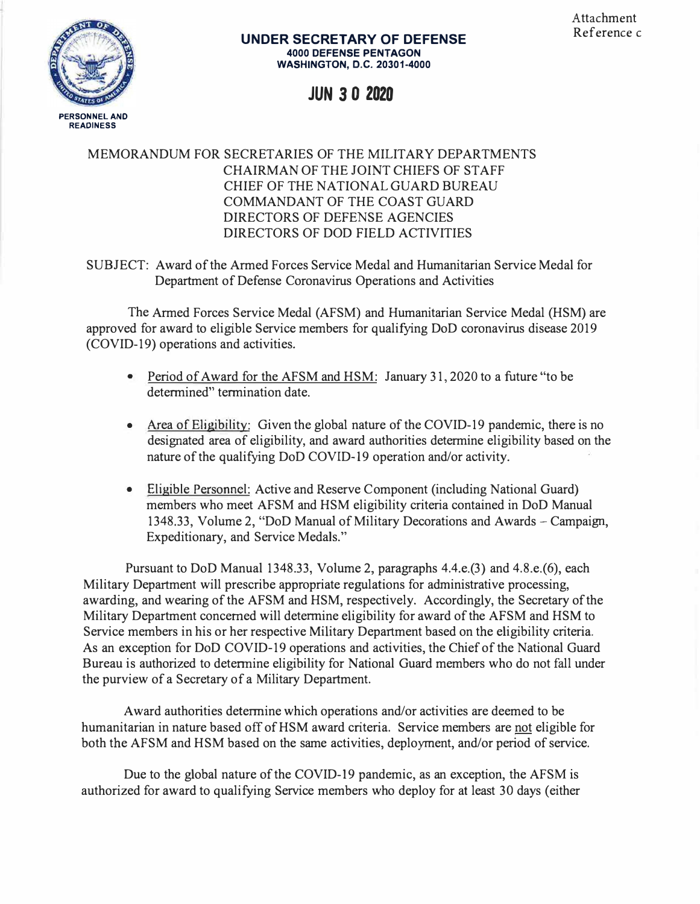Attachment
Reference c

**UNDER SECRETARY OF DEFENSE**
**4000 DEFENSE PENTAGON**
**WASHINGTON, D.C. 20301-4000**

**JUN 3 0 2020**

**PERSONNEL AND READINESS**

MEMORANDUM FOR SECRETARIES OF THE MILITARY DEPARTMENTS
CHAIRMAN OF THE JOINT CHIEFS OF STAFF
CHIEF OF THE NATIONAL GUARD BUREAU
COMMANDANT OF THE COAST GUARD
DIRECTORS OF DEFENSE AGENCIES
DIRECTORS OF DOD FIELD ACTIVITIES

SUBJECT: Award of the Armed Forces Service Medal and Humanitarian Service Medal for Department of Defense Coronavirus Operations and Activities

The Armed Forces Service Medal (AFSM) and Humanitarian Service Medal (HSM) are approved for award to eligible Service members for qualifying DoD coronavirus disease 2019 (COVID-19) operations and activities.

- Period of Award for the AFSM and HSM: January 31, 2020 to a future "to be determined" termination date.
- Area of Eligibility: Given the global nature of the COVID-19 pandemic, there is no designated area of eligibility, and award authorities determine eligibility based on the nature of the qualifying DoD COVID-19 operation and/or activity.
- Eligible Personnel: Active and Reserve Component (including National Guard) members who meet AFSM and HSM eligibility criteria contained in DoD Manual 1348.33, Volume 2, "DoD Manual of Military Decorations and Awards – Campaign, Expeditionary, and Service Medals."

Pursuant to DoD Manual 1348.33, Volume 2, paragraphs 4.4.e.(3) and 4.8.e.(6), each Military Department will prescribe appropriate regulations for administrative processing, awarding, and wearing of the AFSM and HSM, respectively. Accordingly, the Secretary of the Military Department concerned will determine eligibility for award of the AFSM and HSM to Service members in his or her respective Military Department based on the eligibility criteria. As an exception for DoD COVID-19 operations and activities, the Chief of the National Guard Bureau is authorized to determine eligibility for National Guard members who do not fall under the purview of a Secretary of a Military Department.

Award authorities determine which operations and/or activities are deemed to be humanitarian in nature based off of HSM award criteria. Service members are not eligible for both the AFSM and HSM based on the same activities, deployment, and/or period of service.

Due to the global nature of the COVID-19 pandemic, as an exception, the AFSM is authorized for award to qualifying Service members who deploy for at least 30 days (either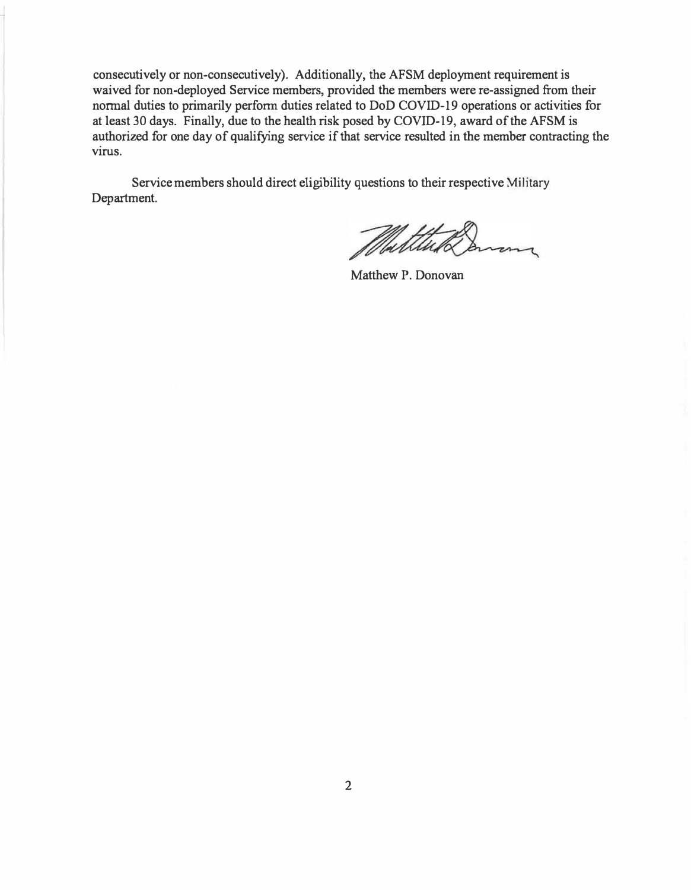consecutively or non-consecutively). Additionally, the AFSM deployment requirement is waived for non-deployed Service members, provided the members were re-assigned from their normal duties to primarily perform duties related to DoD COVID-19 operations or activities for at least 30 days. Finally, due to the health risk posed by COVID-19, award of the AFSM is authorized for one day of qualifying service if that service resulted in the member contracting the virus.

Service members should direct eligibility questions to their respective Military Department.

Matthew P. Donovan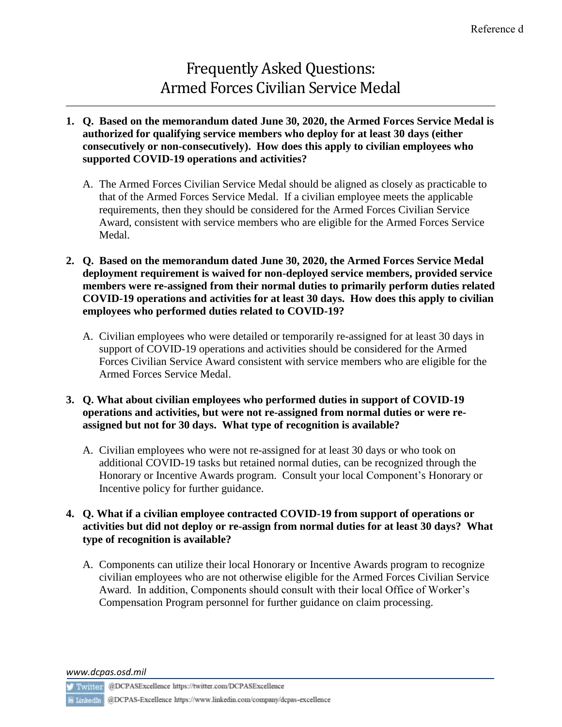Reference d

# Frequently Asked Questions: Armed Forces Civilian Service Medal

1. **Q. Based on the memorandum dated June 30, 2020, the Armed Forces Service Medal is authorized for qualifying service members who deploy for at least 30 days (either consecutively or non-consecutively). How does this apply to civilian employees who supported COVID-19 operations and activities?**

   A. The Armed Forces Civilian Service Medal should be aligned as closely as practicable to that of the Armed Forces Service Medal. If a civilian employee meets the applicable requirements, then they should be considered for the Armed Forces Civilian Service Award, consistent with service members who are eligible for the Armed Forces Service Medal.

2. **Q. Based on the memorandum dated June 30, 2020, the Armed Forces Service Medal deployment requirement is waived for non-deployed service members, provided service members were re-assigned from their normal duties to primarily perform duties related COVID-19 operations and activities for at least 30 days. How does this apply to civilian employees who performed duties related to COVID-19?**

   A. Civilian employees who were detailed or temporarily re-assigned for at least 30 days in support of COVID-19 operations and activities should be considered for the Armed Forces Civilian Service Award consistent with service members who are eligible for the Armed Forces Service Medal.

3. **Q. What about civilian employees who performed duties in support of COVID-19 operations and activities, but were not re-assigned from normal duties or were re-assigned but not for 30 days. What type of recognition is available?**

   A. Civilian employees who were not re-assigned for at least 30 days or who took on additional COVID-19 tasks but retained normal duties, can be recognized through the Honorary or Incentive Awards program. Consult your local Component's Honorary or Incentive policy for further guidance.

4. **Q. What if a civilian employee contracted COVID-19 from support of operations or activities but did not deploy or re-assign from normal duties for at least 30 days? What type of recognition is available?**

   A. Components can utilize their local Honorary or Incentive Awards program to recognize civilian employees who are not otherwise eligible for the Armed Forces Civilian Service Award. In addition, Components should consult with their local Office of Worker's Compensation Program personnel for further guidance on claim processing.

*www.dcpas.osd.mil*

Twitter @DCPASExcellence https://twitter.com/DCPASExcellence

LinkedIn @DCPAS-Excellence https://www.linkedin.com/company/dcpas-excellence